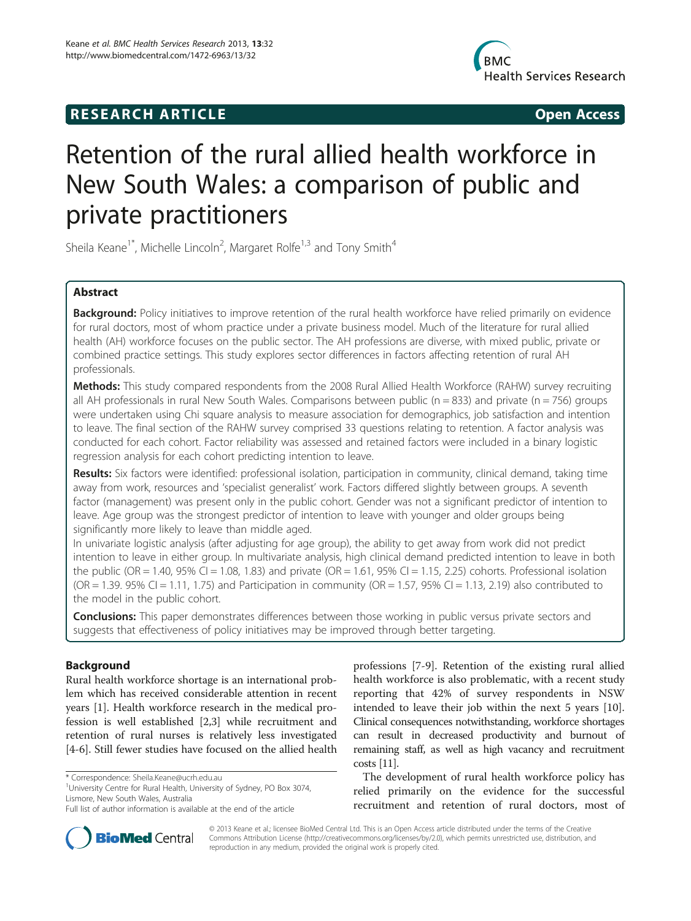RESEARCH ARTICLE Open Access

# Retention of the rural allied health workforce in New South Wales: a comparison of public and private practitioners

Sheila Keane[1*], Michelle Lincoln[2], Margaret Rolfe[1,3] and Tony Smith[4]

## Abstract

**Background:** Policy initiatives to improve retention of the rural health workforce have relied primarily on evidence for rural doctors, most of whom practice under a private business model. Much of the literature for rural allied health (AH) workforce focuses on the public sector. The AH professions are diverse, with mixed public, private or combined practice settings. This study explores sector differences in factors affecting retention of rural AH professionals.

**Methods:** This study compared respondents from the 2008 Rural Allied Health Workforce (RAHW) survey recruiting all AH professionals in rural New South Wales. Comparisons between public (n = 833) and private (n = 756) groups were undertaken using Chi square analysis to measure association for demographics, job satisfaction and intention to leave. The final section of the RAHW survey comprised 33 questions relating to retention. A factor analysis was conducted for each cohort. Factor reliability was assessed and retained factors were included in a binary logistic regression analysis for each cohort predicting intention to leave.

**Results:** Six factors were identified: professional isolation, participation in community, clinical demand, taking time away from work, resources and 'specialist generalist' work. Factors differed slightly between groups. A seventh factor (management) was present only in the public cohort. Gender was not a significant predictor of intention to leave. Age group was the strongest predictor of intention to leave with younger and older groups being significantly more likely to leave than middle aged.

In univariate logistic analysis (after adjusting for age group), the ability to get away from work did not predict intention to leave in either group. In multivariate analysis, high clinical demand predicted intention to leave in both the public (OR = 1.40, 95% CI = 1.08, 1.83) and private (OR = 1.61, 95% CI = 1.15, 2.25) cohorts. Professional isolation (OR = 1.39. 95% CI = 1.11, 1.75) and Participation in community (OR = 1.57, 95% CI = 1.13, 2.19) also contributed to the model in the public cohort.

**Conclusions:** This paper demonstrates differences between those working in public versus private sectors and suggests that effectiveness of policy initiatives may be improved through better targeting.

## Background

Rural health workforce shortage is an international problem which has received considerable attention in recent years [1]. Health workforce research in the medical profession is well established [2,3] while recruitment and retention of rural nurses is relatively less investigated [4-6]. Still fewer studies have focused on the allied health professions [7-9]. Retention of the existing rural allied health workforce is also problematic, with a recent study reporting that 42% of survey respondents in NSW intended to leave their job within the next 5 years [10]. Clinical consequences notwithstanding, workforce shortages can result in decreased productivity and burnout of remaining staff, as well as high vacancy and recruitment costs [11].

The development of rural health workforce policy has relied primarily on the evidence for the successful recruitment and retention of rural doctors, most of

\* Correspondence: Sheila.Keane@ucrh.edu.au
[1]University Centre for Rural Health, University of Sydney, PO Box 3074, Lismore, New South Wales, Australia
Full list of author information is available at the end of the article

© 2013 Keane et al.; licensee BioMed Central Ltd. This is an Open Access article distributed under the terms of the Creative Commons Attribution License (http://creativecommons.org/licenses/by/2.0), which permits unrestricted use, distribution, and reproduction in any medium, provided the original work is properly cited.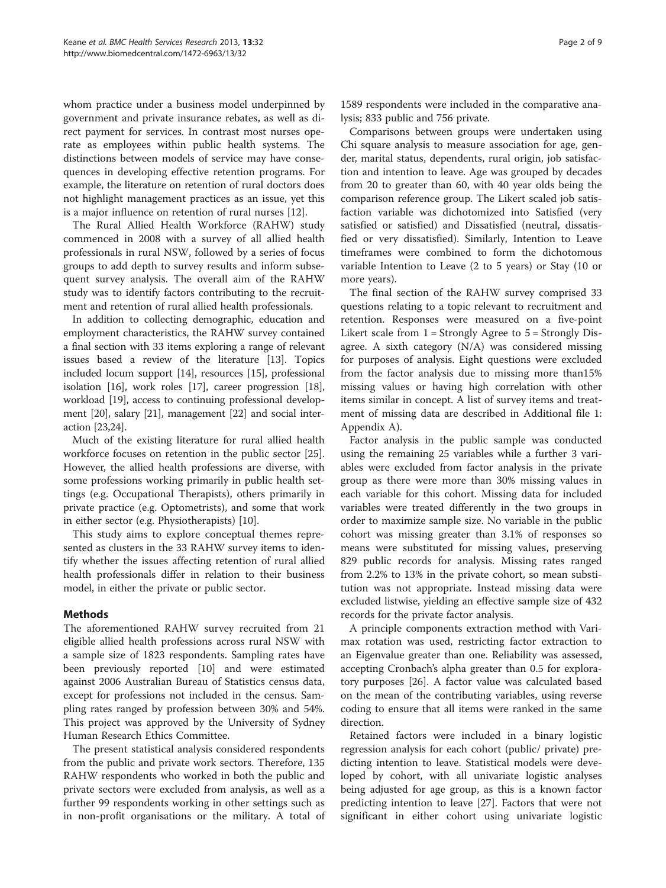whom practice under a business model underpinned by government and private insurance rebates, as well as direct payment for services. In contrast most nurses operate as employees within public health systems. The distinctions between models of service may have consequences in developing effective retention programs. For example, the literature on retention of rural doctors does not highlight management practices as an issue, yet this is a major influence on retention of rural nurses [12].

The Rural Allied Health Workforce (RAHW) study commenced in 2008 with a survey of all allied health professionals in rural NSW, followed by a series of focus groups to add depth to survey results and inform subsequent survey analysis. The overall aim of the RAHW study was to identify factors contributing to the recruitment and retention of rural allied health professionals.

In addition to collecting demographic, education and employment characteristics, the RAHW survey contained a final section with 33 items exploring a range of relevant issues based a review of the literature [13]. Topics included locum support [14], resources [15], professional isolation [16], work roles [17], career progression [18], workload [19], access to continuing professional development [20], salary [21], management [22] and social interaction [23,24].

Much of the existing literature for rural allied health workforce focuses on retention in the public sector [25]. However, the allied health professions are diverse, with some professions working primarily in public health settings (e.g. Occupational Therapists), others primarily in private practice (e.g. Optometrists), and some that work in either sector (e.g. Physiotherapists) [10].

This study aims to explore conceptual themes represented as clusters in the 33 RAHW survey items to identify whether the issues affecting retention of rural allied health professionals differ in relation to their business model, in either the private or public sector.

## Methods

The aforementioned RAHW survey recruited from 21 eligible allied health professions across rural NSW with a sample size of 1823 respondents. Sampling rates have been previously reported [10] and were estimated against 2006 Australian Bureau of Statistics census data, except for professions not included in the census. Sampling rates ranged by profession between 30% and 54%. This project was approved by the University of Sydney Human Research Ethics Committee.

The present statistical analysis considered respondents from the public and private work sectors. Therefore, 135 RAHW respondents who worked in both the public and private sectors were excluded from analysis, as well as a further 99 respondents working in other settings such as in non-profit organisations or the military. A total of 1589 respondents were included in the comparative analysis; 833 public and 756 private.

Comparisons between groups were undertaken using Chi square analysis to measure association for age, gender, marital status, dependents, rural origin, job satisfaction and intention to leave. Age was grouped by decades from 20 to greater than 60, with 40 year olds being the comparison reference group. The Likert scaled job satisfaction variable was dichotomized into Satisfied (very satisfied or satisfied) and Dissatisfied (neutral, dissatisfied or very dissatisfied). Similarly, Intention to Leave timeframes were combined to form the dichotomous variable Intention to Leave (2 to 5 years) or Stay (10 or more years).

The final section of the RAHW survey comprised 33 questions relating to a topic relevant to recruitment and retention. Responses were measured on a five-point Likert scale from 1 = Strongly Agree to 5 = Strongly Disagree. A sixth category (N/A) was considered missing for purposes of analysis. Eight questions were excluded from the factor analysis due to missing more than15% missing values or having high correlation with other items similar in concept. A list of survey items and treatment of missing data are described in Additional file 1: Appendix A).

Factor analysis in the public sample was conducted using the remaining 25 variables while a further 3 variables were excluded from factor analysis in the private group as there were more than 30% missing values in each variable for this cohort. Missing data for included variables were treated differently in the two groups in order to maximize sample size. No variable in the public cohort was missing greater than 3.1% of responses so means were substituted for missing values, preserving 829 public records for analysis. Missing rates ranged from 2.2% to 13% in the private cohort, so mean substitution was not appropriate. Instead missing data were excluded listwise, yielding an effective sample size of 432 records for the private factor analysis.

A principle components extraction method with Varimax rotation was used, restricting factor extraction to an Eigenvalue greater than one. Reliability was assessed, accepting Cronbach's alpha greater than 0.5 for exploratory purposes [26]. A factor value was calculated based on the mean of the contributing variables, using reverse coding to ensure that all items were ranked in the same direction.

Retained factors were included in a binary logistic regression analysis for each cohort (public/ private) predicting intention to leave. Statistical models were developed by cohort, with all univariate logistic analyses being adjusted for age group, as this is a known factor predicting intention to leave [27]. Factors that were not significant in either cohort using univariate logistic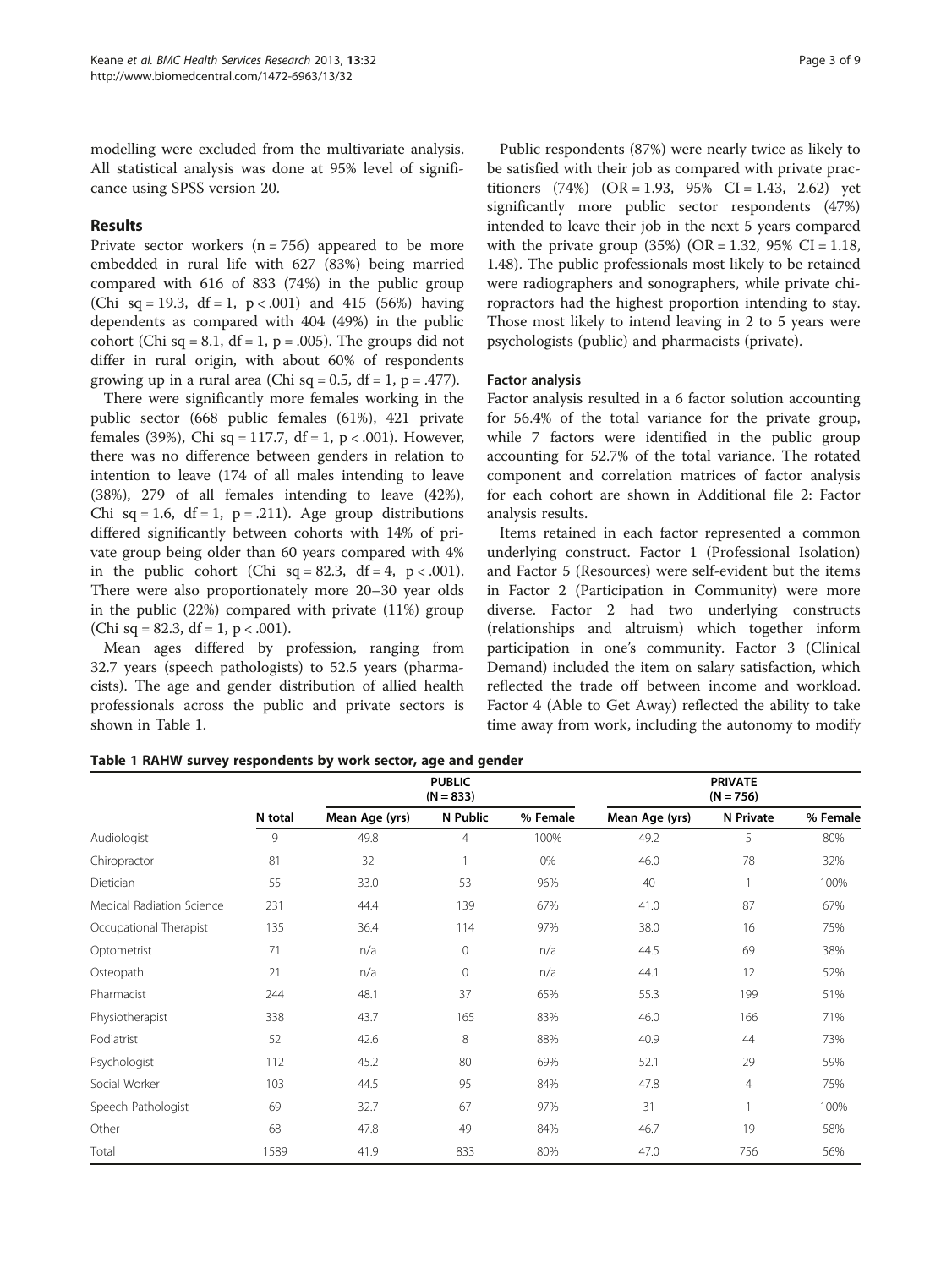modelling were excluded from the multivariate analysis. All statistical analysis was done at 95% level of significance using SPSS version 20.

## Results

Private sector workers (n = 756) appeared to be more embedded in rural life with 627 (83%) being married compared with 616 of 833 (74%) in the public group (Chi sq = 19.3, df = 1, p < .001) and 415 (56%) having dependents as compared with 404 (49%) in the public cohort (Chi sq = 8.1, df = 1, p = .005). The groups did not differ in rural origin, with about 60% of respondents growing up in a rural area (Chi sq = 0.5, df = 1, p = .477).

There were significantly more females working in the public sector (668 public females (61%), 421 private females (39%), Chi sq = 117.7, df = 1, p < .001). However, there was no difference between genders in relation to intention to leave (174 of all males intending to leave (38%), 279 of all females intending to leave (42%), Chi sq = 1.6, df = 1, p = .211). Age group distributions differed significantly between cohorts with 14% of private group being older than 60 years compared with 4% in the public cohort (Chi sq = 82.3, df = 4, p < .001). There were also proportionately more 20–30 year olds in the public (22%) compared with private (11%) group (Chi sq = 82.3, df = 1, p < .001).

Mean ages differed by profession, ranging from 32.7 years (speech pathologists) to 52.5 years (pharmacists). The age and gender distribution of allied health professionals across the public and private sectors is shown in Table 1.

Public respondents (87%) were nearly twice as likely to be satisfied with their job as compared with private practitioners (74%) (OR = 1.93, 95% CI = 1.43, 2.62) yet significantly more public sector respondents (47%) intended to leave their job in the next 5 years compared with the private group (35%) (OR = 1.32, 95% CI = 1.18, 1.48). The public professionals most likely to be retained were radiographers and sonographers, while private chiropractors had the highest proportion intending to stay. Those most likely to intend leaving in 2 to 5 years were psychologists (public) and pharmacists (private).

### Factor analysis

Factor analysis resulted in a 6 factor solution accounting for 56.4% of the total variance for the private group, while 7 factors were identified in the public group accounting for 52.7% of the total variance. The rotated component and correlation matrices of factor analysis for each cohort are shown in Additional file 2: Factor analysis results.

Items retained in each factor represented a common underlying construct. Factor 1 (Professional Isolation) and Factor 5 (Resources) were self-evident but the items in Factor 2 (Participation in Community) were more diverse. Factor 2 had two underlying constructs (relationships and altruism) which together inform participation in one's community. Factor 3 (Clinical Demand) included the item on salary satisfaction, which reflected the trade off between income and workload. Factor 4 (Able to Get Away) reflected the ability to take time away from work, including the autonomy to modify

**Table 1 RAHW survey respondents by work sector, age and gender**

| | | PUBLIC (N = 833) | | | PRIVATE (N = 756) | | |
|---|---|---|---|---|---|---|---|
| | N total | Mean Age (yrs) | N Public | % Female | Mean Age (yrs) | N Private | % Female |
| Audiologist | 9 | 49.8 | 4 | 100% | 49.2 | 5 | 80% |
| Chiropractor | 81 | 32 | 1 | 0% | 46.0 | 78 | 32% |
| Dietician | 55 | 33.0 | 53 | 96% | 40 | 1 | 100% |
| Medical Radiation Science | 231 | 44.4 | 139 | 67% | 41.0 | 87 | 67% |
| Occupational Therapist | 135 | 36.4 | 114 | 97% | 38.0 | 16 | 75% |
| Optometrist | 71 | n/a | 0 | n/a | 44.5 | 69 | 38% |
| Osteopath | 21 | n/a | 0 | n/a | 44.1 | 12 | 52% |
| Pharmacist | 244 | 48.1 | 37 | 65% | 55.3 | 199 | 51% |
| Physiotherapist | 338 | 43.7 | 165 | 83% | 46.0 | 166 | 71% |
| Podiatrist | 52 | 42.6 | 8 | 88% | 40.9 | 44 | 73% |
| Psychologist | 112 | 45.2 | 80 | 69% | 52.1 | 29 | 59% |
| Social Worker | 103 | 44.5 | 95 | 84% | 47.8 | 4 | 75% |
| Speech Pathologist | 69 | 32.7 | 67 | 97% | 31 | 1 | 100% |
| Other | 68 | 47.8 | 49 | 84% | 46.7 | 19 | 58% |
| Total | 1589 | 41.9 | 833 | 80% | 47.0 | 756 | 56% |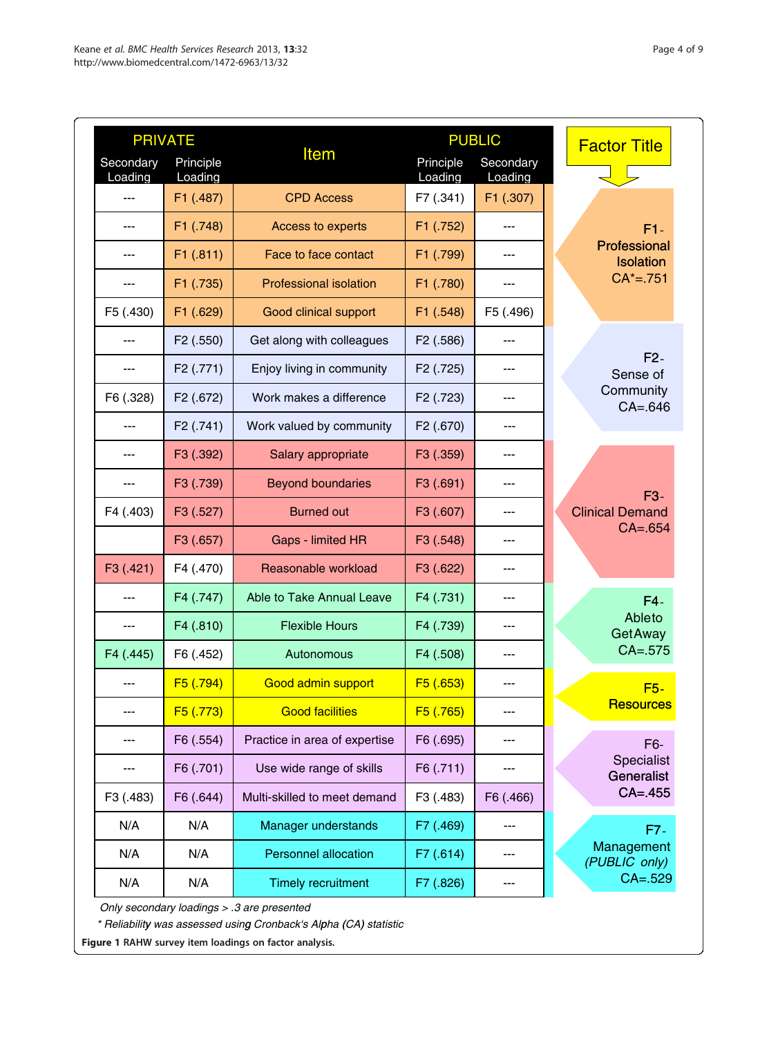| PRIVATE Secondary Loading | PRIVATE Principle Loading | Item | PUBLIC Principle Loading | PUBLIC Secondary Loading | Factor Title |
|---|---|---|---|---|---|
| --- | F1 (.487) | CPD Access | F7 (.341) | F1 (.307) | F1- Professional Isolation CA*=.751 |
| --- | F1 (.748) | Access to experts | F1 (.752) | --- | |
| --- | F1 (.811) | Face to face contact | F1 (.799) | --- | |
| --- | F1 (.735) | Professional isolation | F1 (.780) | --- | |
| F5 (.430) | F1 (.629) | Good clinical support | F1 (.548) | F5 (.496) | |
| --- | F2 (.550) | Get along with colleagues | F2 (.586) | --- | F2- Sense of Community CA=.646 |
| --- | F2 (.771) | Enjoy living in community | F2 (.725) | --- | |
| F6 (.328) | F2 (.672) | Work makes a difference | F2 (.723) | --- | |
| --- | F2 (.741) | Work valued by community | F2 (.670) | --- | |
| --- | F3 (.392) | Salary appropriate | F3 (.359) | --- | F3- Clinical Demand CA=.654 |
| --- | F3 (.739) | Beyond boundaries | F3 (.691) | --- | |
| F4 (.403) | F3 (.527) | Burned out | F3 (.607) | --- | |
| | F3 (.657) | Gaps - limited HR | F3 (.548) | --- | |
| F3 (.421) | F4 (.470) | Reasonable workload | F3 (.622) | --- | |
| --- | F4 (.747) | Able to Take Annual Leave | F4 (.731) | --- | F4- Able to Get Away CA=.575 |
| --- | F4 (.810) | Flexible Hours | F4 (.739) | --- | |
| F4 (.445) | F6 (.452) | Autonomous | F4 (.508) | --- | |
| --- | F5 (.794) | Good admin support | F5 (.653) | --- | F5- Resources |
| --- | F5 (.773) | Good facilities | F5 (.765) | --- | |
| --- | F6 (.554) | Practice in area of expertise | F6 (.695) | --- | F6- Specialist Generalist CA=.455 |
| --- | F6 (.701) | Use wide range of skills | F6 (.711) | --- | |
| F3 (.483) | F6 (.644) | Multi-skilled to meet demand | F3 (.483) | F6 (.466) | |
| N/A | N/A | Manager understands | F7 (.469) | --- | F7- Management *(PUBLIC only)* CA=.529 |
| N/A | N/A | Personnel allocation | F7 (.614) | --- | |
| N/A | N/A | Timely recruitment | F7 (.826) | --- | |

*Only secondary loadings > .3 are presented*

*\* Reliability was assessed using Cronback's Alpha (CA) statistic*

**Figure 1** RAHW survey item loadings on factor analysis.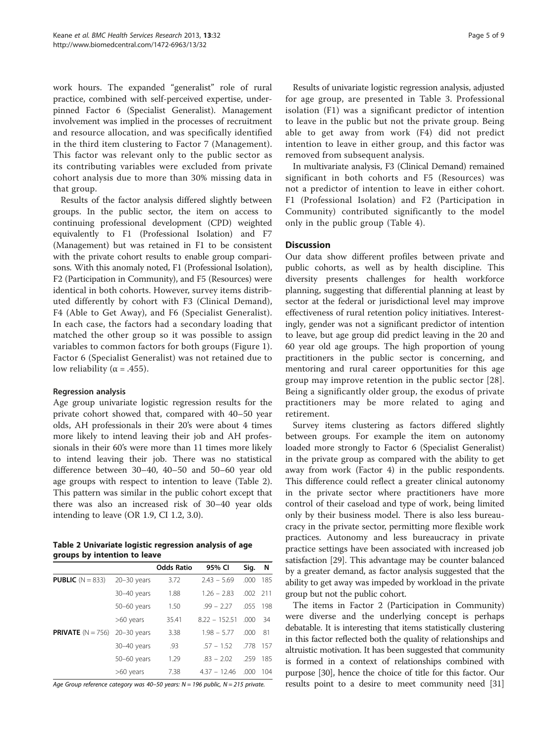work hours. The expanded "generalist" role of rural practice, combined with self-perceived expertise, underpinned Factor 6 (Specialist Generalist). Management involvement was implied in the processes of recruitment and resource allocation, and was specifically identified in the third item clustering to Factor 7 (Management). This factor was relevant only to the public sector as its contributing variables were excluded from private cohort analysis due to more than 30% missing data in that group.

Results of the factor analysis differed slightly between groups. In the public sector, the item on access to continuing professional development (CPD) weighted equivalently to F1 (Professional Isolation) and F7 (Management) but was retained in F1 to be consistent with the private cohort results to enable group comparisons. With this anomaly noted, F1 (Professional Isolation), F2 (Participation in Community), and F5 (Resources) were identical in both cohorts. However, survey items distributed differently by cohort with F3 (Clinical Demand), F4 (Able to Get Away), and F6 (Specialist Generalist). In each case, the factors had a secondary loading that matched the other group so it was possible to assign variables to common factors for both groups (Figure 1). Factor 6 (Specialist Generalist) was not retained due to low reliability (α = .455).

### Regression analysis

Age group univariate logistic regression results for the private cohort showed that, compared with 40–50 year olds, AH professionals in their 20's were about 4 times more likely to intend leaving their job and AH professionals in their 60's were more than 11 times more likely to intend leaving their job. There was no statistical difference between 30–40, 40–50 and 50–60 year old age groups with respect to intention to leave (Table 2). This pattern was similar in the public cohort except that there was also an increased risk of 30–40 year olds intending to leave (OR 1.9, CI 1.2, 3.0).

**Table 2 Univariate logistic regression analysis of age groups by intention to leave**

| | | Odds Ratio | 95% CI | Sig. | N |
|---|---|---|---|---|---|
| **PUBLIC** (N = 833) | 20–30 years | 3.72 | 2.43 – 5.69 | .000 | 185 |
| | 30–40 years | 1.88 | 1.26 – 2.83 | .002 | 211 |
| | 50–60 years | 1.50 | .99 – 2.27 | .055 | 198 |
| | >60 years | 35.41 | 8.22 – 152.51 | .000 | 34 |
| **PRIVATE** (N = 756) | 20–30 years | 3.38 | 1.98 – 5.77 | .000 | 81 |
| | 30–40 years | .93 | .57 – 1.52 | .778 | 157 |
| | 50–60 years | 1.29 | .83 – 2.02 | .259 | 185 |
| | >60 years | 7.38 | 4.37 – 12.46 | .000 | 104 |

*Age Group reference category was 40–50 years: N = 196 public, N = 215 private.*

Results of univariate logistic regression analysis, adjusted for age group, are presented in Table 3. Professional isolation (F1) was a significant predictor of intention to leave in the public but not the private group. Being able to get away from work (F4) did not predict intention to leave in either group, and this factor was removed from subsequent analysis.

In multivariate analysis, F3 (Clinical Demand) remained significant in both cohorts and F5 (Resources) was not a predictor of intention to leave in either cohort. F1 (Professional Isolation) and F2 (Participation in Community) contributed significantly to the model only in the public group (Table 4).

## Discussion

Our data show different profiles between private and public cohorts, as well as by health discipline. This diversity presents challenges for health workforce planning, suggesting that differential planning at least by sector at the federal or jurisdictional level may improve effectiveness of rural retention policy initiatives. Interestingly, gender was not a significant predictor of intention to leave, but age group did predict leaving in the 20 and 60 year old age groups. The high proportion of young practitioners in the public sector is concerning, and mentoring and rural career opportunities for this age group may improve retention in the public sector [28]. Being a significantly older group, the exodus of private practitioners may be more related to aging and retirement.

Survey items clustering as factors differed slightly between groups. For example the item on autonomy loaded more strongly to Factor 6 (Specialist Generalist) in the private group as compared with the ability to get away from work (Factor 4) in the public respondents. This difference could reflect a greater clinical autonomy in the private sector where practitioners have more control of their caseload and type of work, being limited only by their business model. There is also less bureaucracy in the private sector, permitting more flexible work practices. Autonomy and less bureaucracy in private practice settings have been associated with increased job satisfaction [29]. This advantage may be counter balanced by a greater demand, as factor analysis suggested that the ability to get away was impeded by workload in the private group but not the public cohort.

The items in Factor 2 (Participation in Community) were diverse and the underlying concept is perhaps debatable. It is interesting that items statistically clustering in this factor reflected both the quality of relationships and altruistic motivation. It has been suggested that community is formed in a context of relationships combined with purpose [30], hence the choice of title for this factor. Our results point to a desire to meet community need [31]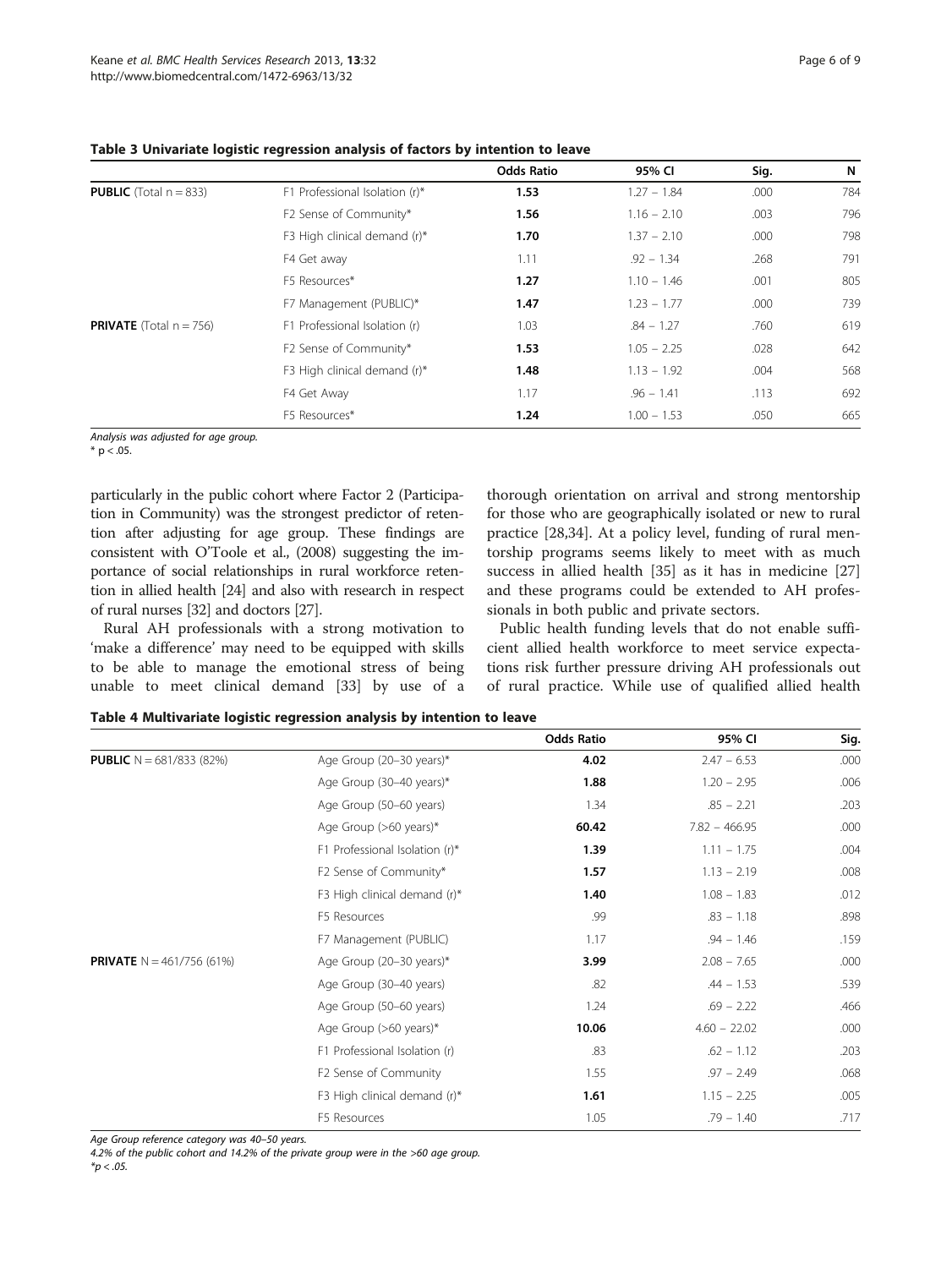**Table 3 Univariate logistic regression analysis of factors by intention to leave**

| | | Odds Ratio | 95% CI | Sig. | N |
|---|---|---|---|---|---|
| **PUBLIC** (Total n = 833) | F1 Professional Isolation (r)* | **1.53** | 1.27 – 1.84 | .000 | 784 |
| | F2 Sense of Community* | **1.56** | 1.16 – 2.10 | .003 | 796 |
| | F3 High clinical demand (r)* | **1.70** | 1.37 – 2.10 | .000 | 798 |
| | F4 Get away | 1.11 | .92 – 1.34 | .268 | 791 |
| | F5 Resources* | **1.27** | 1.10 – 1.46 | .001 | 805 |
| | F7 Management (PUBLIC)* | **1.47** | 1.23 – 1.77 | .000 | 739 |
| **PRIVATE** (Total n = 756) | F1 Professional Isolation (r) | 1.03 | .84 – 1.27 | .760 | 619 |
| | F2 Sense of Community* | **1.53** | 1.05 – 2.25 | .028 | 642 |
| | F3 High clinical demand (r)* | **1.48** | 1.13 – 1.92 | .004 | 568 |
| | F4 Get Away | 1.17 | .96 – 1.41 | .113 | 692 |
| | F5 Resources* | **1.24** | 1.00 – 1.53 | .050 | 665 |

*Analysis was adjusted for age group.*
* p < .05.

particularly in the public cohort where Factor 2 (Participation in Community) was the strongest predictor of retention after adjusting for age group. These findings are consistent with O'Toole et al., (2008) suggesting the importance of social relationships in rural workforce retention in allied health [24] and also with research in respect of rural nurses [32] and doctors [27].

Rural AH professionals with a strong motivation to 'make a difference' may need to be equipped with skills to be able to manage the emotional stress of being unable to meet clinical demand [33] by use of a thorough orientation on arrival and strong mentorship for those who are geographically isolated or new to rural practice [28,34]. At a policy level, funding of rural mentorship programs seems likely to meet with as much success in allied health [35] as it has in medicine [27] and these programs could be extended to AH professionals in both public and private sectors.

Public health funding levels that do not enable sufficient allied health workforce to meet service expectations risk further pressure driving AH professionals out of rural practice. While use of qualified allied health

**Table 4 Multivariate logistic regression analysis by intention to leave**

| | | Odds Ratio | 95% CI | Sig. |
|---|---|---|---|---|
| **PUBLIC** N = 681/833 (82%) | Age Group (20–30 years)* | **4.02** | 2.47 – 6.53 | .000 |
| | Age Group (30–40 years)* | **1.88** | 1.20 – 2.95 | .006 |
| | Age Group (50–60 years) | 1.34 | .85 – 2.21 | .203 |
| | Age Group (>60 years)* | **60.42** | 7.82 – 466.95 | .000 |
| | F1 Professional Isolation (r)* | **1.39** | 1.11 – 1.75 | .004 |
| | F2 Sense of Community* | **1.57** | 1.13 – 2.19 | .008 |
| | F3 High clinical demand (r)* | **1.40** | 1.08 – 1.83 | .012 |
| | F5 Resources | .99 | .83 – 1.18 | .898 |
| | F7 Management (PUBLIC) | 1.17 | .94 – 1.46 | .159 |
| **PRIVATE** N = 461/756 (61%) | Age Group (20–30 years)* | **3.99** | 2.08 – 7.65 | .000 |
| | Age Group (30–40 years) | .82 | .44 – 1.53 | .539 |
| | Age Group (50–60 years) | 1.24 | .69 – 2.22 | .466 |
| | Age Group (>60 years)* | **10.06** | 4.60 – 22.02 | .000 |
| | F1 Professional Isolation (r) | .83 | .62 – 1.12 | .203 |
| | F2 Sense of Community | 1.55 | .97 – 2.49 | .068 |
| | F3 High clinical demand (r)* | **1.61** | 1.15 – 2.25 | .005 |
| | F5 Resources | 1.05 | .79 – 1.40 | .717 |

*Age Group reference category was 40–50 years.*
*4.2% of the public cohort and 14.2% of the private group were in the >60 age group.*
*\*p < .05.*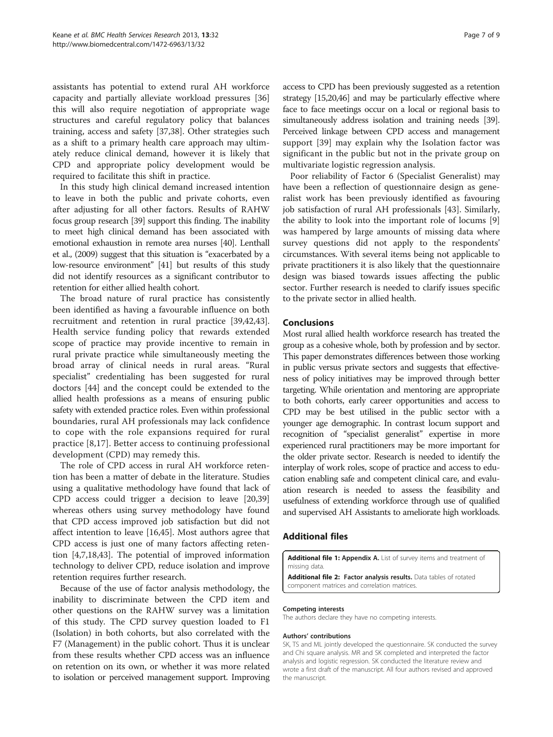assistants has potential to extend rural AH workforce capacity and partially alleviate workload pressures [36] this will also require negotiation of appropriate wage structures and careful regulatory policy that balances training, access and safety [37,38]. Other strategies such as a shift to a primary health care approach may ultimately reduce clinical demand, however it is likely that CPD and appropriate policy development would be required to facilitate this shift in practice.

In this study high clinical demand increased intention to leave in both the public and private cohorts, even after adjusting for all other factors. Results of RAHW focus group research [39] support this finding. The inability to meet high clinical demand has been associated with emotional exhaustion in remote area nurses [40]. Lenthall et al., (2009) suggest that this situation is "exacerbated by a low-resource environment" [41] but results of this study did not identify resources as a significant contributor to retention for either allied health cohort.

The broad nature of rural practice has consistently been identified as having a favourable influence on both recruitment and retention in rural practice [39,42,43]. Health service funding policy that rewards extended scope of practice may provide incentive to remain in rural private practice while simultaneously meeting the broad array of clinical needs in rural areas. "Rural specialist" credentialing has been suggested for rural doctors [44] and the concept could be extended to the allied health professions as a means of ensuring public safety with extended practice roles. Even within professional boundaries, rural AH professionals may lack confidence to cope with the role expansions required for rural practice [8,17]. Better access to continuing professional development (CPD) may remedy this.

The role of CPD access in rural AH workforce retention has been a matter of debate in the literature. Studies using a qualitative methodology have found that lack of CPD access could trigger a decision to leave [20,39] whereas others using survey methodology have found that CPD access improved job satisfaction but did not affect intention to leave [16,45]. Most authors agree that CPD access is just one of many factors affecting retention [4,7,18,43]. The potential of improved information technology to deliver CPD, reduce isolation and improve retention requires further research.

Because of the use of factor analysis methodology, the inability to discriminate between the CPD item and other questions on the RAHW survey was a limitation of this study. The CPD survey question loaded to F1 (Isolation) in both cohorts, but also correlated with the F7 (Management) in the public cohort. Thus it is unclear from these results whether CPD access was an influence on retention on its own, or whether it was more related to isolation or perceived management support. Improving access to CPD has been previously suggested as a retention strategy [15,20,46] and may be particularly effective where face to face meetings occur on a local or regional basis to simultaneously address isolation and training needs [39]. Perceived linkage between CPD access and management support [39] may explain why the Isolation factor was significant in the public but not in the private group on multivariate logistic regression analysis.

Poor reliability of Factor 6 (Specialist Generalist) may have been a reflection of questionnaire design as generalist work has been previously identified as favouring job satisfaction of rural AH professionals [43]. Similarly, the ability to look into the important role of locums [9] was hampered by large amounts of missing data where survey questions did not apply to the respondents' circumstances. With several items being not applicable to private practitioners it is also likely that the questionnaire design was biased towards issues affecting the public sector. Further research is needed to clarify issues specific to the private sector in allied health.

## Conclusions

Most rural allied health workforce research has treated the group as a cohesive whole, both by profession and by sector. This paper demonstrates differences between those working in public versus private sectors and suggests that effectiveness of policy initiatives may be improved through better targeting. While orientation and mentoring are appropriate to both cohorts, early career opportunities and access to CPD may be best utilised in the public sector with a younger age demographic. In contrast locum support and recognition of "specialist generalist" expertise in more experienced rural practitioners may be more important for the older private sector. Research is needed to identify the interplay of work roles, scope of practice and access to education enabling safe and competent clinical care, and evaluation research is needed to assess the feasibility and usefulness of extending workforce through use of qualified and supervised AH Assistants to ameliorate high workloads.

## Additional files

**Additional file 1: Appendix A.** List of survey items and treatment of missing data.

**Additional file 2: Factor analysis results.** Data tables of rotated component matrices and correlation matrices.

#### Competing interests

The authors declare they have no competing interests.

#### Authors' contributions

SK, TS and ML jointly developed the questionnaire. SK conducted the survey and Chi square analysis. MR and SK completed and interpreted the factor analysis and logistic regression. SK conducted the literature review and wrote a first draft of the manuscript. All four authors revised and approved the manuscript.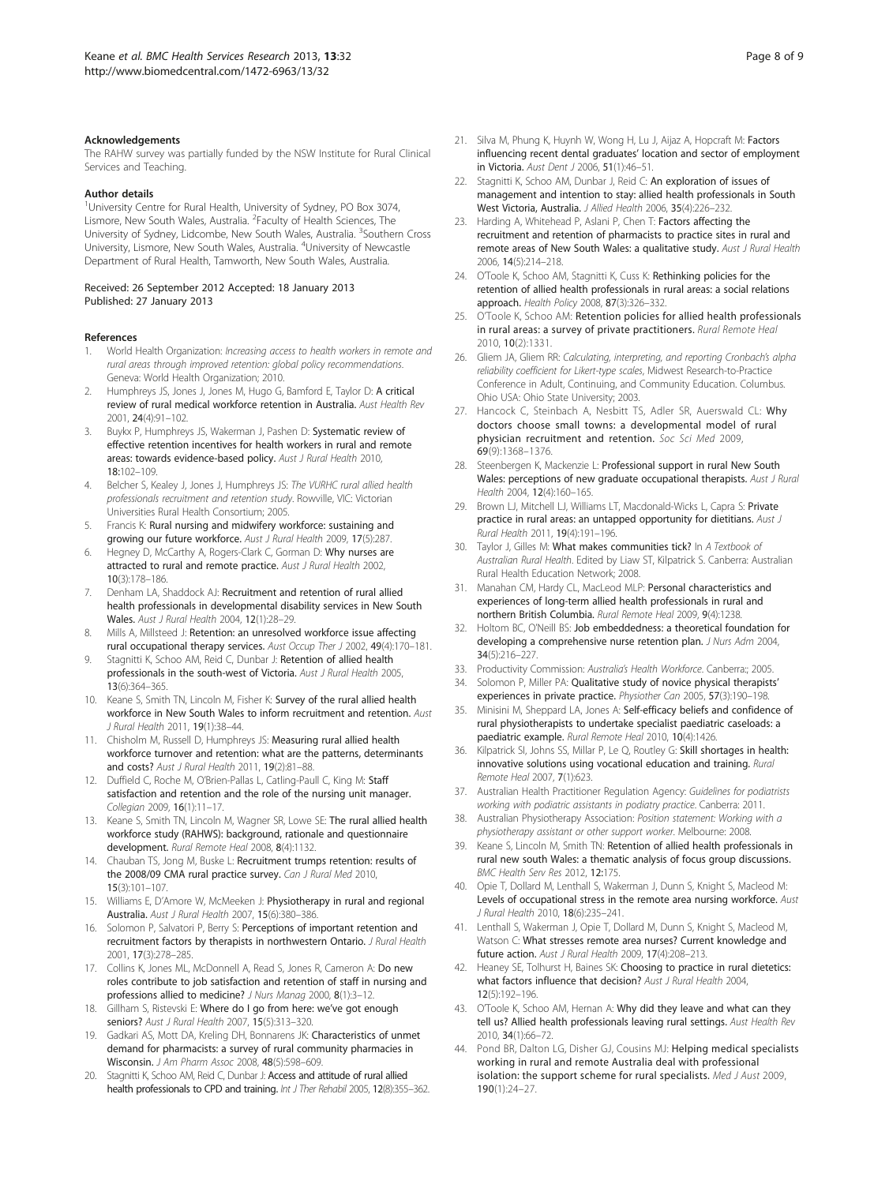### Acknowledgements

The RAHW survey was partially funded by the NSW Institute for Rural Clinical Services and Teaching.

### Author details

[1]University Centre for Rural Health, University of Sydney, PO Box 3074, Lismore, New South Wales, Australia. [2]Faculty of Health Sciences, The University of Sydney, Lidcombe, New South Wales, Australia. [3]Southern Cross University, Lismore, New South Wales, Australia. [4]University of Newcastle Department of Rural Health, Tamworth, New South Wales, Australia.

Received: 26 September 2012 Accepted: 18 January 2013
Published: 27 January 2013

### References

1. World Health Organization: *Increasing access to health workers in remote and rural areas through improved retention: global policy recommendations*. Geneva: World Health Organization; 2010.
2. Humphreys JS, Jones J, Jones M, Hugo G, Bamford E, Taylor D: **A critical review of rural medical workforce retention in Australia.** *Aust Health Rev* 2001, **24**(4):91–102.
3. Buykx P, Humphreys JS, Wakerman J, Pashen D: **Systematic review of effective retention incentives for health workers in rural and remote areas: towards evidence-based policy.** *Aust J Rural Health* 2010, **18:**102–109.
4. Belcher S, Kealey J, Jones J, Humphreys JS: *The VURHC rural allied health professionals recruitment and retention study*. Rowville, VIC: Victorian Universities Rural Health Consortium; 2005.
5. Francis K: **Rural nursing and midwifery workforce: sustaining and growing our future workforce.** *Aust J Rural Health* 2009, **17**(5):287.
6. Hegney D, McCarthy A, Rogers-Clark C, Gorman D: **Why nurses are attracted to rural and remote practice.** *Aust J Rural Health* 2002, **10**(3):178–186.
7. Denham LA, Shaddock AJ: **Recruitment and retention of rural allied health professionals in developmental disability services in New South Wales.** *Aust J Rural Health* 2004, **12**(1):28–29.
8. Mills A, Millsteed J: **Retention: an unresolved workforce issue affecting rural occupational therapy services.** *Aust Occup Ther J* 2002, **49**(4):170–181.
9. Stagnitti K, Schoo AM, Reid C, Dunbar J: **Retention of allied health professionals in the south-west of Victoria.** *Aust J Rural Health* 2005, **13**(6):364–365.
10. Keane S, Smith TN, Lincoln M, Fisher K: **Survey of the rural allied health workforce in New South Wales to inform recruitment and retention.** *Aust J Rural Health* 2011, **19**(1):38–44.
11. Chisholm M, Russell D, Humphreys JS: **Measuring rural allied health workforce turnover and retention: what are the patterns, determinants and costs?** *Aust J Rural Health* 2011, **19**(2):81–88.
12. Duffield C, Roche M, O'Brien-Pallas L, Catling-Paull C, King M: **Staff satisfaction and retention and the role of the nursing unit manager.** *Collegian* 2009, **16**(1):11–17.
13. Keane S, Smith TN, Lincoln M, Wagner SR, Lowe SE: **The rural allied health workforce study (RAHWS): background, rationale and questionnaire development.** *Rural Remote Heal* 2008, **8**(4):1132.
14. Chauban TS, Jong M, Buske L: **Recruitment trumps retention: results of the 2008/09 CMA rural practice survey.** *Can J Rural Med* 2010, **15**(3):101–107.
15. Williams E, D'Amore W, McMeeken J: **Physiotherapy in rural and regional Australia.** *Aust J Rural Health* 2007, **15**(6):380–386.
16. Solomon P, Salvatori P, Berry S: **Perceptions of important retention and recruitment factors by therapists in northwestern Ontario.** *J Rural Health* 2001, **17**(3):278–285.
17. Collins K, Jones ML, McDonnell A, Read S, Jones R, Cameron A: **Do new roles contribute to job satisfaction and retention of staff in nursing and professions allied to medicine?** *J Nurs Manag* 2000, **8**(1):3–12.
18. Gillham S, Ristevski E: **Where do I go from here: we've got enough seniors?** *Aust J Rural Health* 2007, **15**(5):313–320.
19. Gadkari AS, Mott DA, Kreling DH, Bonnarens JK: **Characteristics of unmet demand for pharmacists: a survey of rural community pharmacies in Wisconsin.** *J Am Pharm Assoc* 2008, **48**(5):598–609.
20. Stagnitti K, Schoo AM, Reid C, Dunbar J: **Access and attitude of rural allied health professionals to CPD and training.** *Int J Ther Rehabil* 2005, **12**(8):355–362.
21. Silva M, Phung K, Huynh W, Wong H, Lu J, Aijaz A, Hopcraft M: **Factors influencing recent dental graduates' location and sector of employment in Victoria.** *Aust Dent J* 2006, **51**(1):46–51.
22. Stagnitti K, Schoo AM, Dunbar J, Reid C: **An exploration of issues of management and intention to stay: allied health professionals in South West Victoria, Australia.** *J Allied Health* 2006, **35**(4):226–232.
23. Harding A, Whitehead P, Aslani P, Chen T: **Factors affecting the recruitment and retention of pharmacists to practice sites in rural and remote areas of New South Wales: a qualitative study.** *Aust J Rural Health* 2006, **14**(5):214–218.
24. O'Toole K, Schoo AM, Stagnitti K, Cuss K: **Rethinking policies for the retention of allied health professionals in rural areas: a social relations approach.** *Health Policy* 2008, **87**(3):326–332.
25. O'Toole K, Schoo AM: **Retention policies for allied health professionals in rural areas: a survey of private practitioners.** *Rural Remote Heal* 2010, **10**(2):1331.
26. Gliem JA, Gliem RR: *Calculating, interpreting, and reporting Cronbach's alpha reliability coefficient for Likert-type scales*, Midwest Research-to-Practice Conference in Adult, Continuing, and Community Education. Columbus. Ohio USA: Ohio State University; 2003.
27. Hancock C, Steinbach A, Nesbitt TS, Adler SR, Auerswald CL: **Why doctors choose small towns: a developmental model of rural physician recruitment and retention.** *Soc Sci Med* 2009, **69**(9):1368–1376.
28. Steenbergen K, Mackenzie L: **Professional support in rural New South Wales: perceptions of new graduate occupational therapists.** *Aust J Rural Health* 2004, **12**(4):160–165.
29. Brown LJ, Mitchell LJ, Williams LT, Macdonald-Wicks L, Capra S: **Private practice in rural areas: an untapped opportunity for dietitians.** *Aust J Rural Health* 2011, **19**(4):191–196.
30. Taylor J, Gilles M: **What makes communities tick?** In *A Textbook of Australian Rural Health*. Edited by Liaw ST, Kilpatrick S. Canberra: Australian Rural Health Education Network; 2008.
31. Manahan CM, Hardy CL, MacLeod MLP: **Personal characteristics and experiences of long-term allied health professionals in rural and northern British Columbia.** *Rural Remote Heal* 2009, **9**(4):1238.
32. Holtom BC, O'Neill BS: **Job embeddedness: a theoretical foundation for developing a comprehensive nurse retention plan.** *J Nurs Adm* 2004, **34**(5):216–227.
33. Productivity Commission: *Australia's Health Workforce*. Canberra:; 2005.
34. Solomon P, Miller PA: **Qualitative study of novice physical therapists' experiences in private practice.** *Physiother Can* 2005, **57**(3):190–198.
35. Minisini M, Sheppard LA, Jones A: **Self-efficacy beliefs and confidence of rural physiotherapists to undertake specialist paediatric caseloads: a paediatric example.** *Rural Remote Heal* 2010, **10**(4):1426.
36. Kilpatrick SI, Johns SS, Millar P, Le Q, Routley G: **Skill shortages in health: innovative solutions using vocational education and training.** *Rural Remote Heal* 2007, **7**(1):623.
37. Australian Health Practitioner Regulation Agency: *Guidelines for podiatrists working with podiatric assistants in podiatry practice*. Canberra: 2011.
38. Australian Physiotherapy Association: *Position statement: Working with a physiotherapy assistant or other support worker*. Melbourne: 2008.
39. Keane S, Lincoln M, Smith TN: **Retention of allied health professionals in rural new south Wales: a thematic analysis of focus group discussions.** *BMC Health Serv Res* 2012, **12:**175.
40. Opie T, Dollard M, Lenthall S, Wakerman J, Dunn S, Knight S, Macleod M: **Levels of occupational stress in the remote area nursing workforce.** *Aust J Rural Health* 2010, **18**(6):235–241.
41. Lenthall S, Wakerman J, Opie T, Dollard M, Dunn S, Knight S, Macleod M, Watson C: **What stresses remote area nurses? Current knowledge and future action.** *Aust J Rural Health* 2009, **17**(4):208–213.
42. Heaney SE, Tolhurst H, Baines SK: **Choosing to practice in rural dietetics: what factors influence that decision?** *Aust J Rural Health* 2004, **12**(5):192–196.
43. O'Toole K, Schoo AM, Hernan A: **Why did they leave and what can they tell us? Allied health professionals leaving rural settings.** *Aust Health Rev* 2010, **34**(1):66–72.
44. Pond BR, Dalton LG, Disher GJ, Cousins MJ: **Helping medical specialists working in rural and remote Australia deal with professional isolation: the support scheme for rural specialists.** *Med J Aust* 2009, **190**(1):24–27.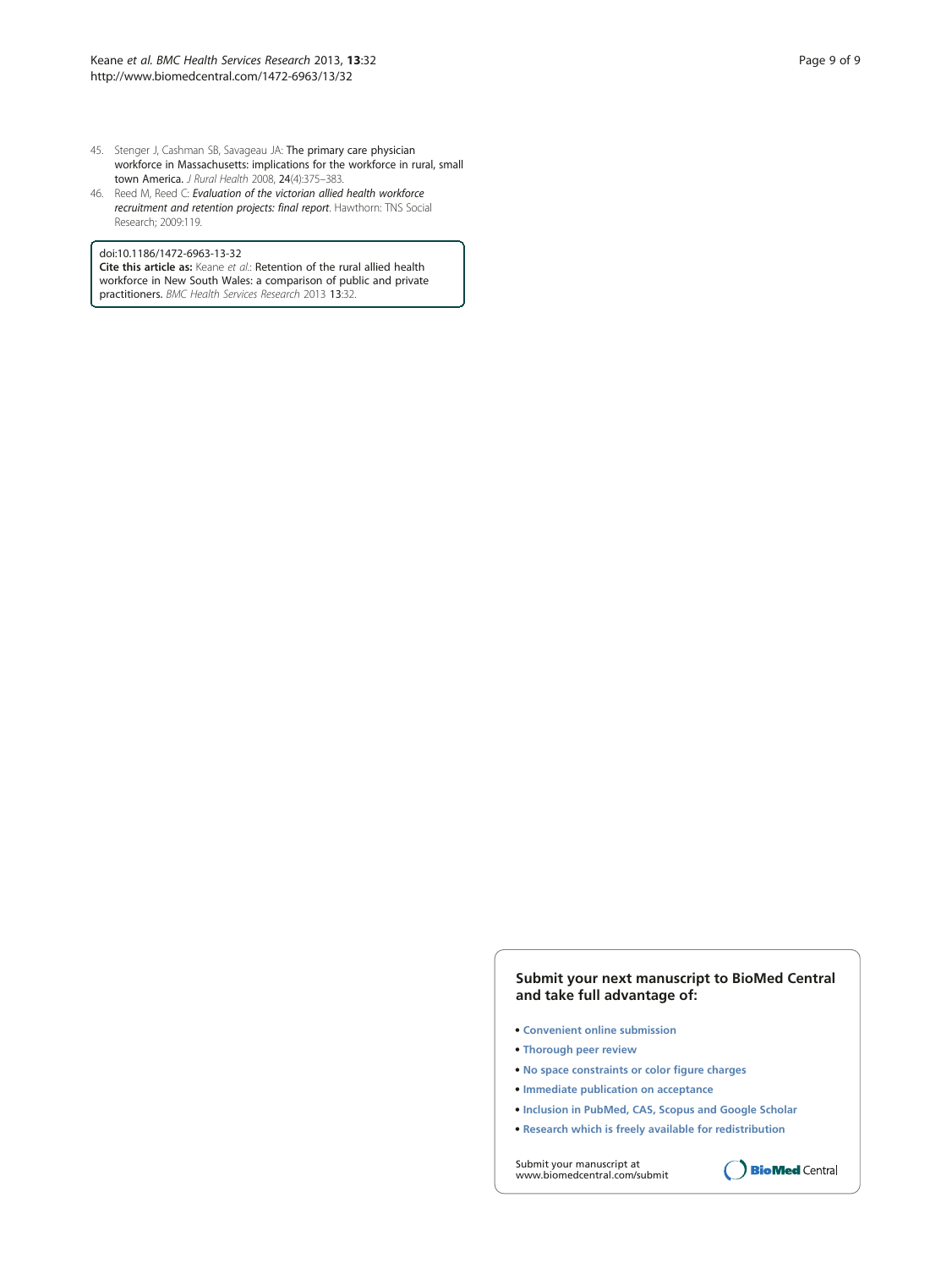45. Stenger J, Cashman SB, Savageau JA: **The primary care physician workforce in Massachusetts: implications for the workforce in rural, small town America.** *J Rural Health* 2008, **24**(4):375–383.
46. Reed M, Reed C: ***Evaluation of the victorian allied health workforce recruitment and retention projects: final report***. Hawthorn: TNS Social Research; 2009:119.

doi:10.1186/1472-6963-13-32
**Cite this article as:** Keane *et al.*: Retention of the rural allied health workforce in New South Wales: a comparison of public and private practitioners. *BMC Health Services Research* 2013 **13**:32.

**Submit your next manuscript to BioMed Central and take full advantage of:**

- **Convenient online submission**
- **Thorough peer review**
- **No space constraints or color figure charges**
- **Immediate publication on acceptance**
- **Inclusion in PubMed, CAS, Scopus and Google Scholar**
- **Research which is freely available for redistribution**

Submit your manuscript at
www.biomedcentral.com/submit

BioMed Central